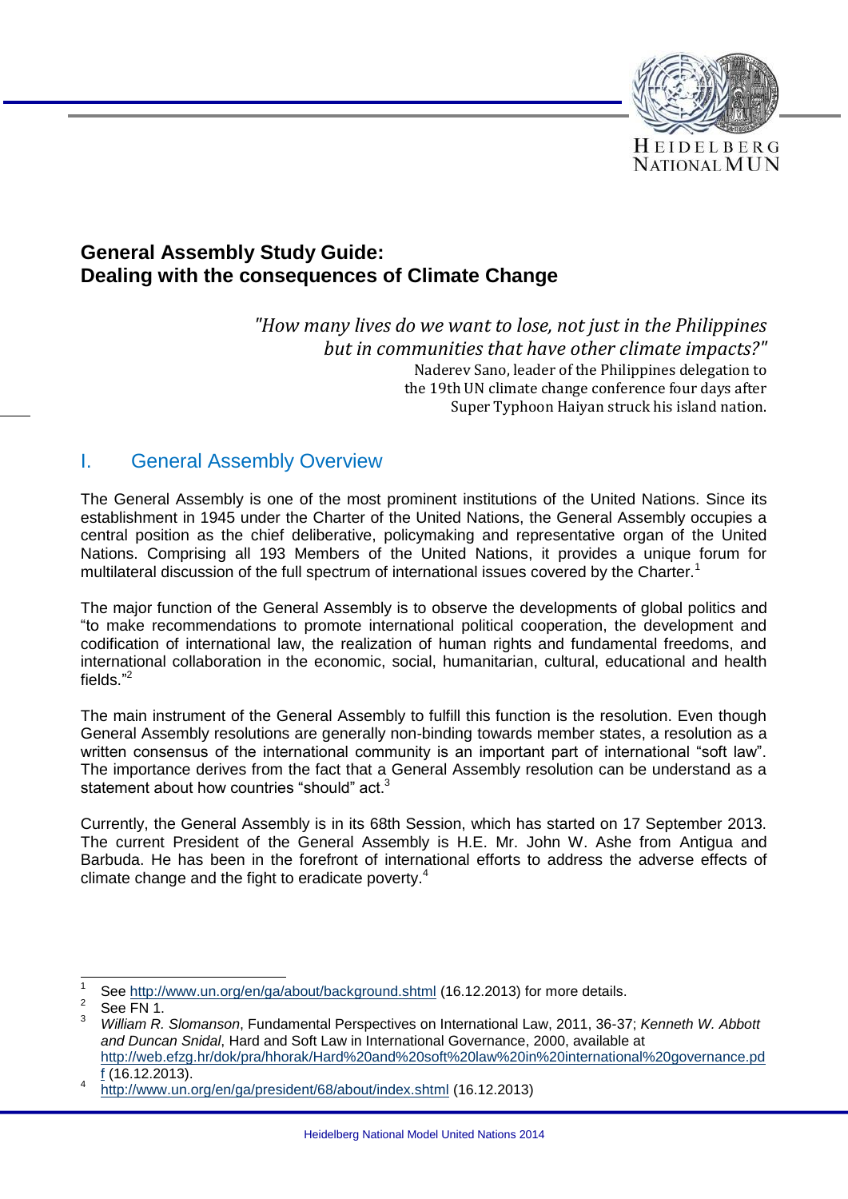# General Assembly Study Guide: Dealing with the consequences of Climate Change

> *"How many lives do we want to lose, not just in the Philippines but in communities that have other climate impacts?"*
> Naderev Sano, leader of the Philippines delegation to the 19th UN climate change conference four days after Super Typhoon Haiyan struck his island nation.

## I. General Assembly Overview

The General Assembly is one of the most prominent institutions of the United Nations. Since its establishment in 1945 under the Charter of the United Nations, the General Assembly occupies a central position as the chief deliberative, policymaking and representative organ of the United Nations. Comprising all 193 Members of the United Nations, it provides a unique forum for multilateral discussion of the full spectrum of international issues covered by the Charter.[1]

The major function of the General Assembly is to observe the developments of global politics and "to make recommendations to promote international political cooperation, the development and codification of international law, the realization of human rights and fundamental freedoms, and international collaboration in the economic, social, humanitarian, cultural, educational and health fields."[2]

The main instrument of the General Assembly to fulfill this function is the resolution. Even though General Assembly resolutions are generally non-binding towards member states, a resolution as a written consensus of the international community is an important part of international "soft law". The importance derives from the fact that a General Assembly resolution can be understand as a statement about how countries "should" act.[3]

Currently, the General Assembly is in its 68th Session, which has started on 17 September 2013. The current President of the General Assembly is H.E. Mr. John W. Ashe from Antigua and Barbuda. He has been in the forefront of international efforts to address the adverse effects of climate change and the fight to eradicate poverty.[4]

---

[1] See http://www.un.org/en/ga/about/background.shtml (16.12.2013) for more details.

[2] See FN 1.

[3] *William R. Slomanson*, Fundamental Perspectives on International Law, 2011, 36-37; *Kenneth W. Abbott and Duncan Snidal*, Hard and Soft Law in International Governance, 2000, available at http://web.efzg.hr/dok/pra/hhorak/Hard%20and%20soft%20law%20in%20international%20governance.pdf (16.12.2013).

[4] http://www.un.org/en/ga/president/68/about/index.shtml (16.12.2013)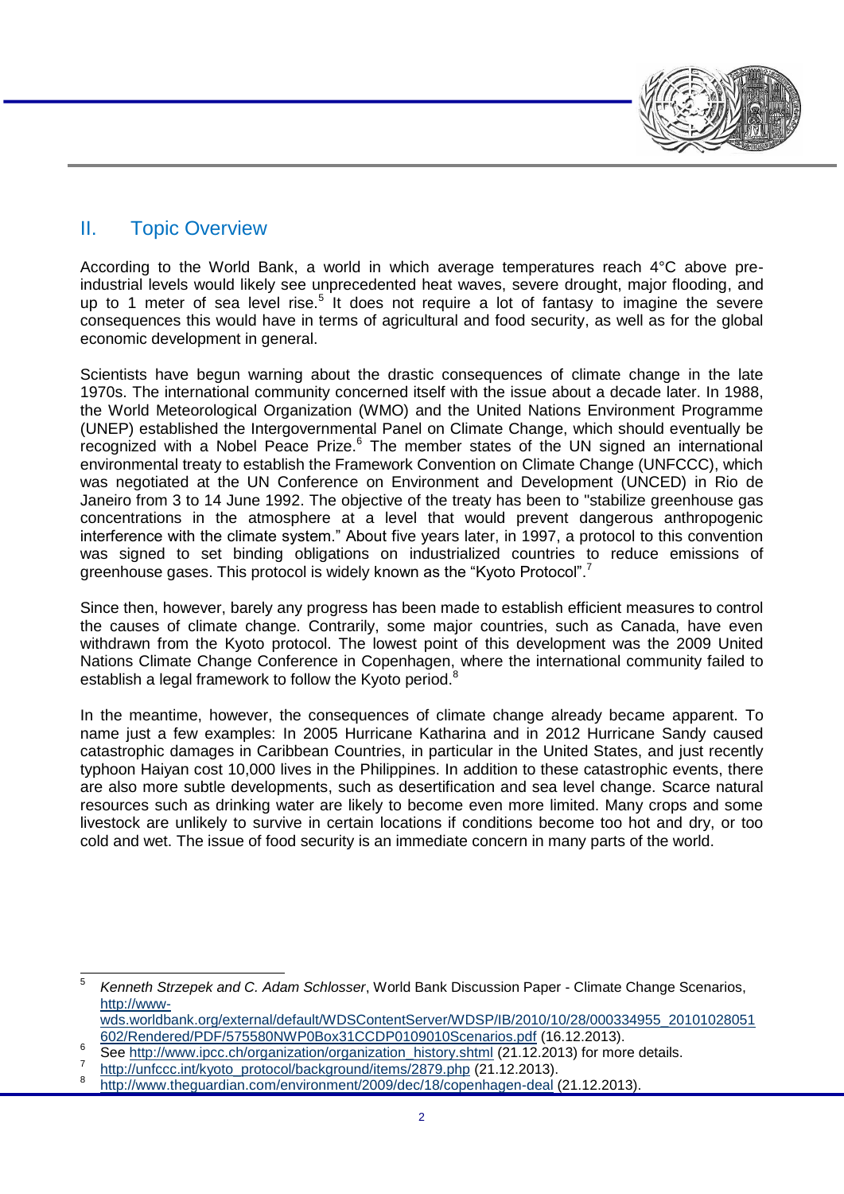## II. Topic Overview

According to the World Bank, a world in which average temperatures reach 4°C above pre-industrial levels would likely see unprecedented heat waves, severe drought, major flooding, and up to 1 meter of sea level rise.[5] It does not require a lot of fantasy to imagine the severe consequences this would have in terms of agricultural and food security, as well as for the global economic development in general.

Scientists have begun warning about the drastic consequences of climate change in the late 1970s. The international community concerned itself with the issue about a decade later. In 1988, the World Meteorological Organization (WMO) and the United Nations Environment Programme (UNEP) established the Intergovernmental Panel on Climate Change, which should eventually be recognized with a Nobel Peace Prize.[6] The member states of the UN signed an international environmental treaty to establish the Framework Convention on Climate Change (UNFCCC), which was negotiated at the UN Conference on Environment and Development (UNCED) in Rio de Janeiro from 3 to 14 June 1992. The objective of the treaty has been to "stabilize greenhouse gas concentrations in the atmosphere at a level that would prevent dangerous anthropogenic interference with the climate system." About five years later, in 1997, a protocol to this convention was signed to set binding obligations on industrialized countries to reduce emissions of greenhouse gases. This protocol is widely known as the "Kyoto Protocol".[7]

Since then, however, barely any progress has been made to establish efficient measures to control the causes of climate change. Contrarily, some major countries, such as Canada, have even withdrawn from the Kyoto protocol. The lowest point of this development was the 2009 United Nations Climate Change Conference in Copenhagen, where the international community failed to establish a legal framework to follow the Kyoto period.[8]

In the meantime, however, the consequences of climate change already became apparent. To name just a few examples: In 2005 Hurricane Katharina and in 2012 Hurricane Sandy caused catastrophic damages in Caribbean Countries, in particular in the United States, and just recently typhoon Haiyan cost 10,000 lives in the Philippines. In addition to these catastrophic events, there are also more subtle developments, such as desertification and sea level change. Scarce natural resources such as drinking water are likely to become even more limited. Many crops and some livestock are unlikely to survive in certain locations if conditions become too hot and dry, or too cold and wet. The issue of food security is an immediate concern in many parts of the world.

---

[5] *Kenneth Strzepek and C. Adam Schlosser*, World Bank Discussion Paper - Climate Change Scenarios, http://www-wds.worldbank.org/external/default/WDSContentServer/WDSP/IB/2010/10/28/000334955_20101028051602/Rendered/PDF/575580NWP0Box31CCDP0109010Scenarios.pdf (16.12.2013).

[6] See http://www.ipcc.ch/organization/organization_history.shtml (21.12.2013) for more details.

[7] http://unfccc.int/kyoto_protocol/background/items/2879.php (21.12.2013).

[8] http://www.theguardian.com/environment/2009/dec/18/copenhagen-deal (21.12.2013).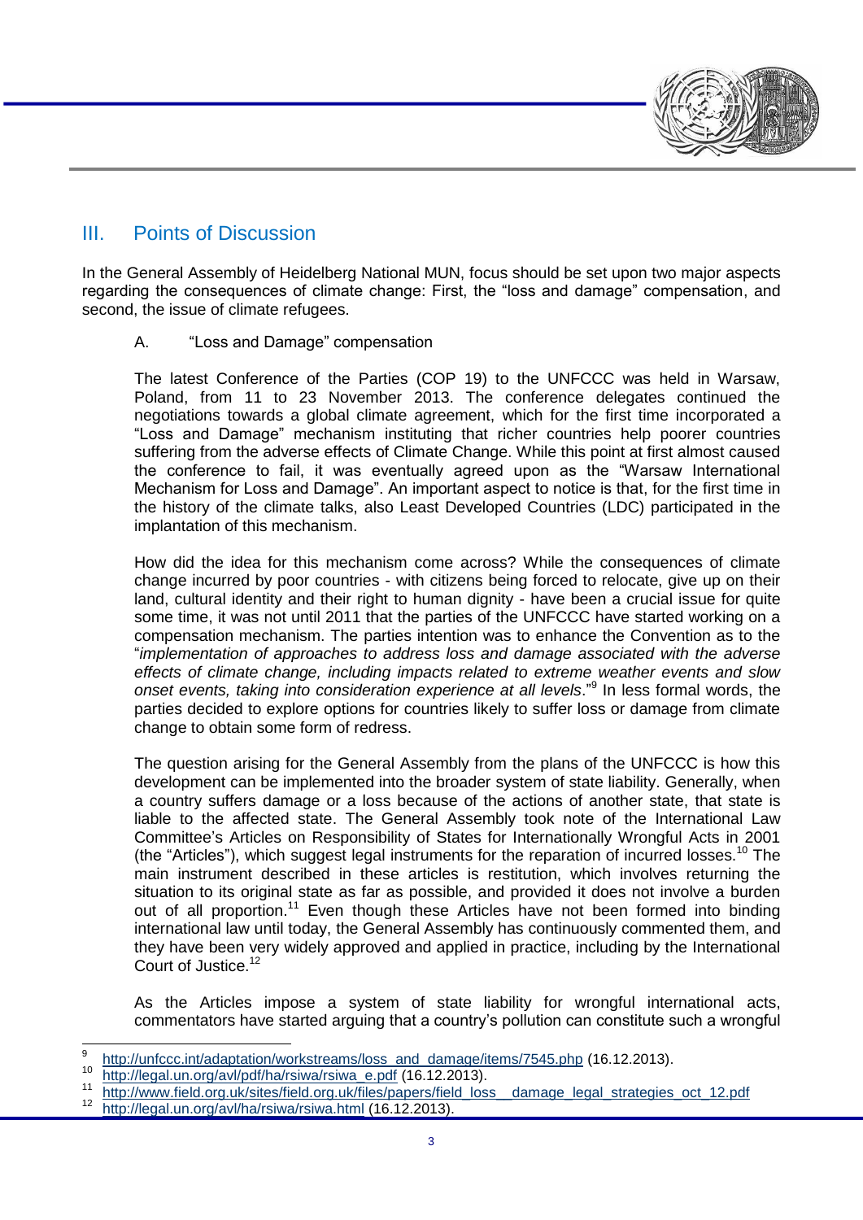## III. Points of Discussion

In the General Assembly of Heidelberg National MUN, focus should be set upon two major aspects regarding the consequences of climate change: First, the "loss and damage" compensation, and second, the issue of climate refugees.

### A. "Loss and Damage" compensation

The latest Conference of the Parties (COP 19) to the UNFCCC was held in Warsaw, Poland, from 11 to 23 November 2013. The conference delegates continued the negotiations towards a global climate agreement, which for the first time incorporated a "Loss and Damage" mechanism instituting that richer countries help poorer countries suffering from the adverse effects of Climate Change. While this point at first almost caused the conference to fail, it was eventually agreed upon as the "Warsaw International Mechanism for Loss and Damage". An important aspect to notice is that, for the first time in the history of the climate talks, also Least Developed Countries (LDC) participated in the implantation of this mechanism.

How did the idea for this mechanism come across? While the consequences of climate change incurred by poor countries - with citizens being forced to relocate, give up on their land, cultural identity and their right to human dignity - have been a crucial issue for quite some time, it was not until 2011 that the parties of the UNFCCC have started working on a compensation mechanism. The parties intention was to enhance the Convention as to the "*implementation of approaches to address loss and damage associated with the adverse effects of climate change, including impacts related to extreme weather events and slow onset events, taking into consideration experience at all levels*."[9] In less formal words, the parties decided to explore options for countries likely to suffer loss or damage from climate change to obtain some form of redress.

The question arising for the General Assembly from the plans of the UNFCCC is how this development can be implemented into the broader system of state liability. Generally, when a country suffers damage or a loss because of the actions of another state, that state is liable to the affected state. The General Assembly took note of the International Law Committee's Articles on Responsibility of States for Internationally Wrongful Acts in 2001 (the "Articles"), which suggest legal instruments for the reparation of incurred losses.[10] The main instrument described in these articles is restitution, which involves returning the situation to its original state as far as possible, and provided it does not involve a burden out of all proportion.[11] Even though these Articles have not been formed into binding international law until today, the General Assembly has continuously commented them, and they have been very widely approved and applied in practice, including by the International Court of Justice.[12]

As the Articles impose a system of state liability for wrongful international acts, commentators have started arguing that a country's pollution can constitute such a wrongful

---

[9] http://unfccc.int/adaptation/workstreams/loss_and_damage/items/7545.php (16.12.2013).

[10] http://legal.un.org/avl/pdf/ha/rsiwa/rsiwa_e.pdf (16.12.2013).

[11] http://www.field.org.uk/sites/field.org.uk/files/papers/field_loss__damage_legal_strategies_oct_12.pdf

[12] http://legal.un.org/avl/ha/rsiwa/rsiwa.html (16.12.2013).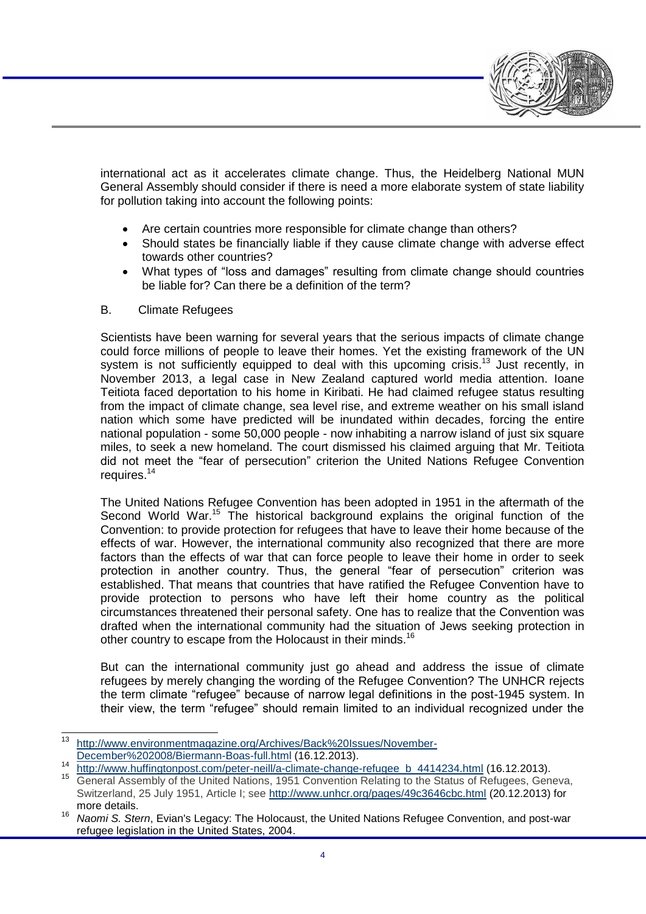international act as it accelerates climate change. Thus, the Heidelberg National MUN General Assembly should consider if there is need a more elaborate system of state liability for pollution taking into account the following points:

- Are certain countries more responsible for climate change than others?
- Should states be financially liable if they cause climate change with adverse effect towards other countries?
- What types of "loss and damages" resulting from climate change should countries be liable for? Can there be a definition of the term?

B. Climate Refugees

Scientists have been warning for several years that the serious impacts of climate change could force millions of people to leave their homes. Yet the existing framework of the UN system is not sufficiently equipped to deal with this upcoming crisis.[13] Just recently, in November 2013, a legal case in New Zealand captured world media attention. Ioane Teitiota faced deportation to his home in Kiribati. He had claimed refugee status resulting from the impact of climate change, sea level rise, and extreme weather on his small island nation which some have predicted will be inundated within decades, forcing the entire national population - some 50,000 people - now inhabiting a narrow island of just six square miles, to seek a new homeland. The court dismissed his claimed arguing that Mr. Teitiota did not meet the "fear of persecution" criterion the United Nations Refugee Convention requires.[14]

The United Nations Refugee Convention has been adopted in 1951 in the aftermath of the Second World War.[15] The historical background explains the original function of the Convention: to provide protection for refugees that have to leave their home because of the effects of war. However, the international community also recognized that there are more factors than the effects of war that can force people to leave their home in order to seek protection in another country. Thus, the general "fear of persecution" criterion was established. That means that countries that have ratified the Refugee Convention have to provide protection to persons who have left their home country as the political circumstances threatened their personal safety. One has to realize that the Convention was drafted when the international community had the situation of Jews seeking protection in other country to escape from the Holocaust in their minds.[16]

But can the international community just go ahead and address the issue of climate refugees by merely changing the wording of the Refugee Convention? The UNHCR rejects the term climate "refugee" because of narrow legal definitions in the post-1945 system. In their view, the term "refugee" should remain limited to an individual recognized under the

---

[13] http://www.environmentmagazine.org/Archives/Back%20Issues/November-December%202008/Biermann-Boas-full.html (16.12.2013).

[14] http://www.huffingtonpost.com/peter-neill/a-climate-change-refugee_b_4414234.html (16.12.2013).

[15] General Assembly of the United Nations, 1951 Convention Relating to the Status of Refugees, Geneva, Switzerland, 25 July 1951, Article I; see http://www.unhcr.org/pages/49c3646cbc.html (20.12.2013) for more details.

[16] *Naomi S. Stern*, Evian's Legacy: The Holocaust, the United Nations Refugee Convention, and post-war refugee legislation in the United States, 2004.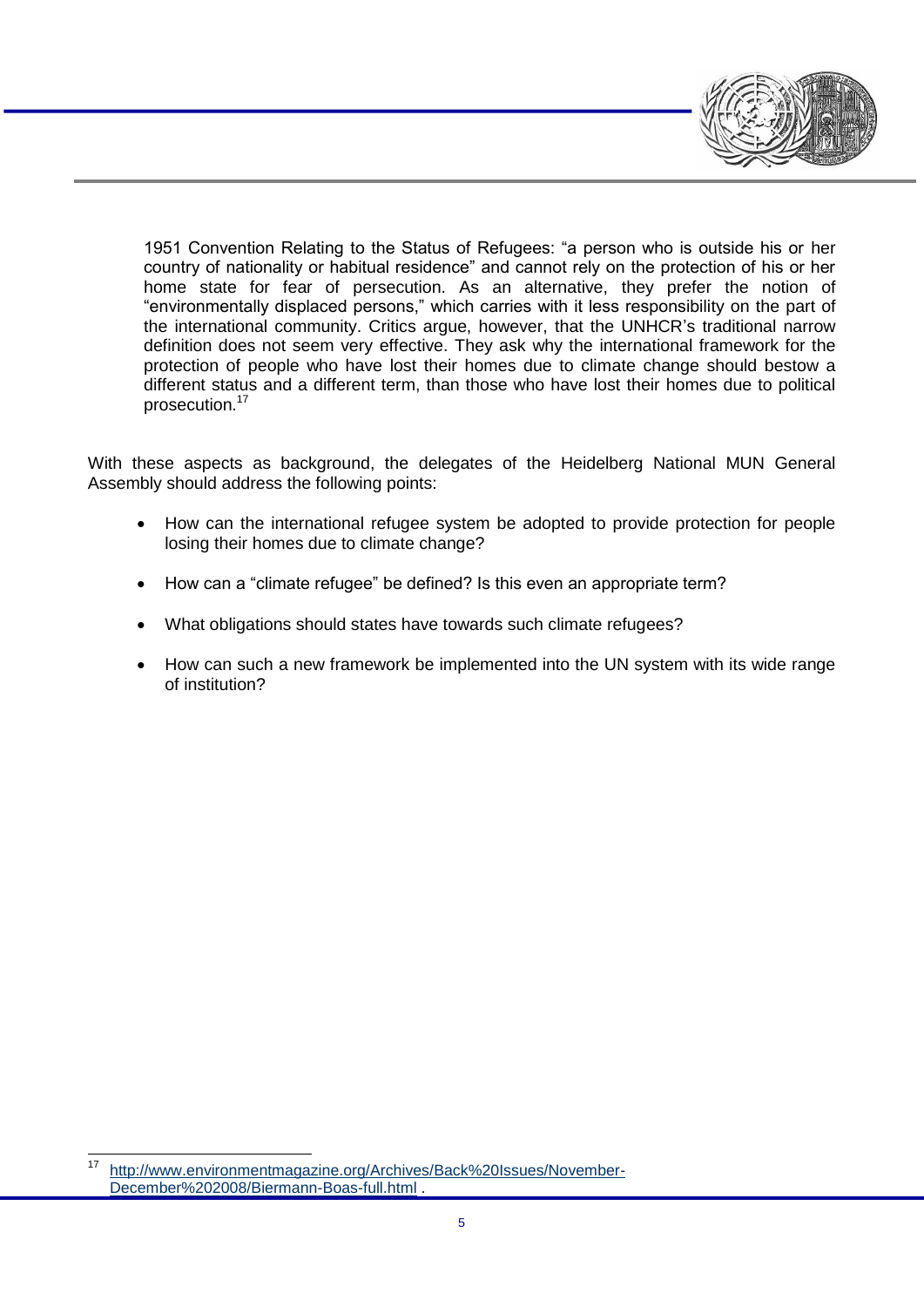1951 Convention Relating to the Status of Refugees: “a person who is outside his or her country of nationality or habitual residence” and cannot rely on the protection of his or her home state for fear of persecution. As an alternative, they prefer the notion of “environmentally displaced persons,” which carries with it less responsibility on the part of the international community. Critics argue, however, that the UNHCR’s traditional narrow definition does not seem very effective. They ask why the international framework for the protection of people who have lost their homes due to climate change should bestow a different status and a different term, than those who have lost their homes due to political prosecution.[17]

With these aspects as background, the delegates of the Heidelberg National MUN General Assembly should address the following points:

- How can the international refugee system be adopted to provide protection for people losing their homes due to climate change?
- How can a “climate refugee” be defined? Is this even an appropriate term?
- What obligations should states have towards such climate refugees?
- How can such a new framework be implemented into the UN system with its wide range of institution?

[17] http://www.environmentmagazine.org/Archives/Back%20Issues/November-December%202008/Biermann-Boas-full.html .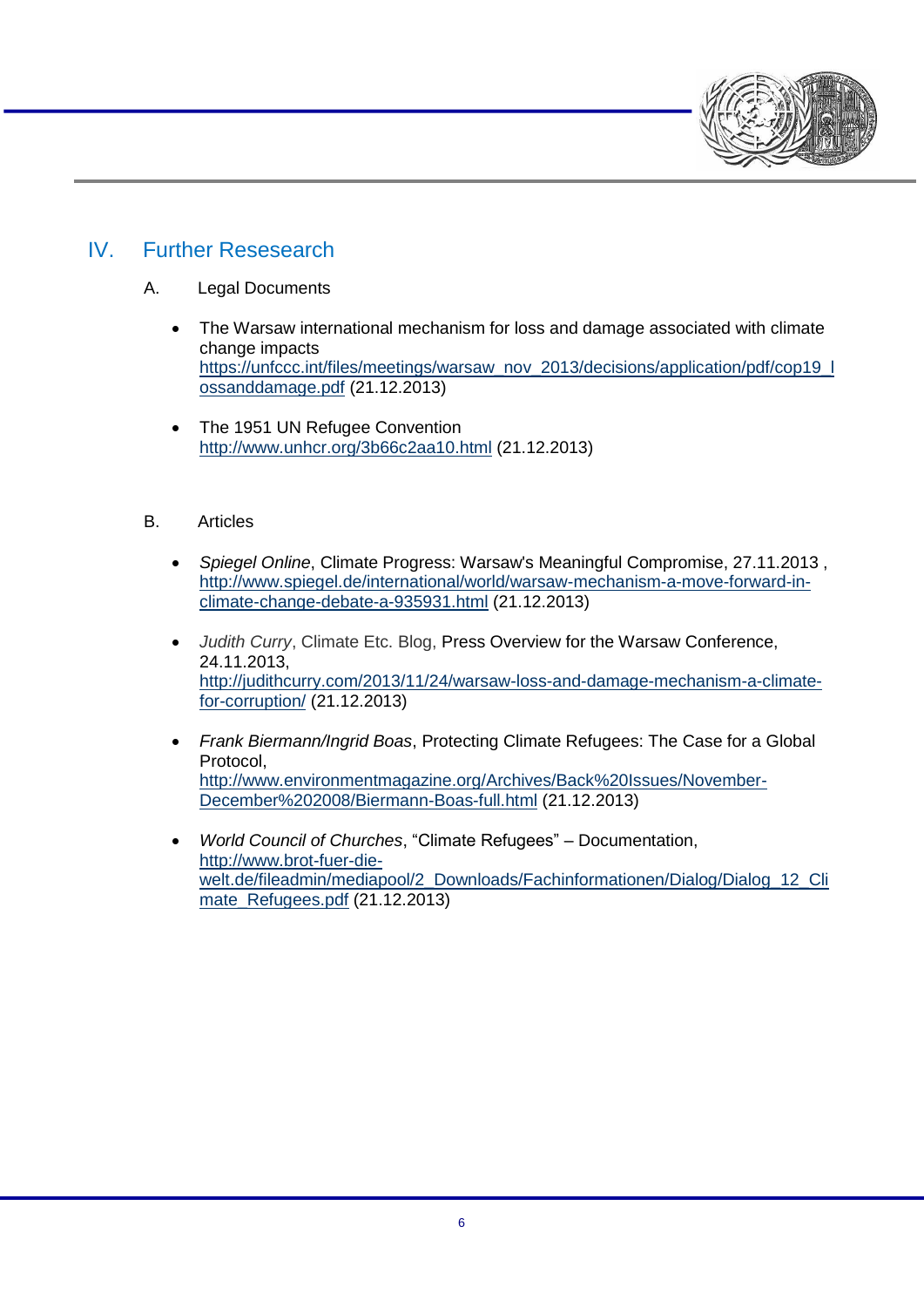## IV. Further Resesearch

### A. Legal Documents

- The Warsaw international mechanism for loss and damage associated with climate change impacts
  https://unfccc.int/files/meetings/warsaw_nov_2013/decisions/application/pdf/cop19_lossanddamage.pdf (21.12.2013)

- The 1951 UN Refugee Convention
  http://www.unhcr.org/3b66c2aa10.html (21.12.2013)

### B. Articles

- *Spiegel Online*, Climate Progress: Warsaw's Meaningful Compromise, 27.11.2013 , http://www.spiegel.de/international/world/warsaw-mechanism-a-move-forward-in-climate-change-debate-a-935931.html (21.12.2013)

- *Judith Curry*, Climate Etc. Blog, Press Overview for the Warsaw Conference, 24.11.2013,
  http://judithcurry.com/2013/11/24/warsaw-loss-and-damage-mechanism-a-climate-for-corruption/ (21.12.2013)

- *Frank Biermann/Ingrid Boas*, Protecting Climate Refugees: The Case for a Global Protocol,
  http://www.environmentmagazine.org/Archives/Back%20Issues/November-December%202008/Biermann-Boas-full.html (21.12.2013)

- *World Council of Churches*, "Climate Refugees" – Documentation,
  http://www.brot-fuer-die-welt.de/fileadmin/mediapool/2_Downloads/Fachinformationen/Dialog/Dialog_12_Climate_Refugees.pdf (21.12.2013)